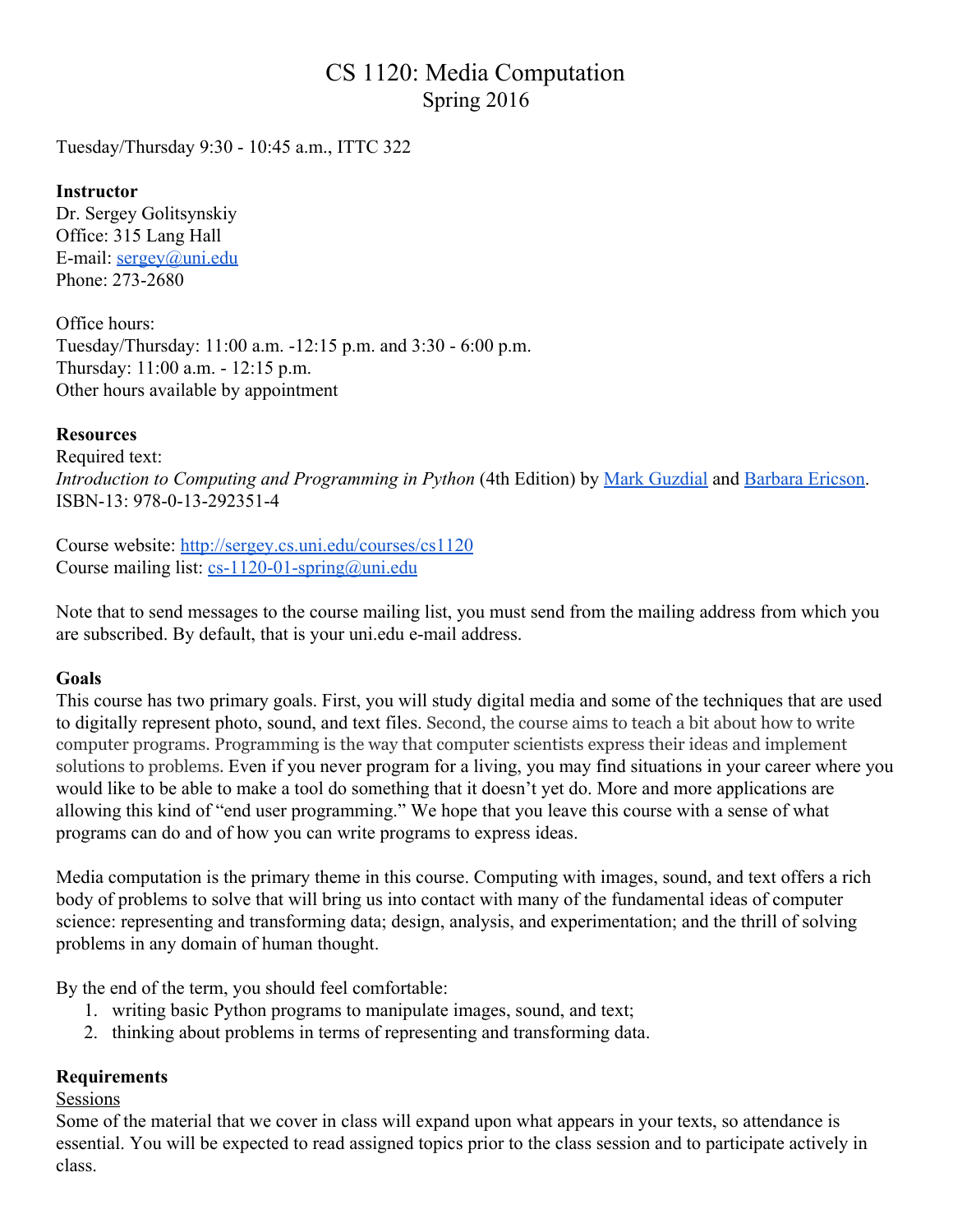# CS 1120: Media Computation
## Spring 2016

Tuesday/Thursday 9:30 - 10:45 a.m., ITTC 322

**Instructor**
Dr. Sergey Golitsynskiy
Office: 315 Lang Hall
E-mail: sergey@uni.edu
Phone: 273-2680

Office hours:
Tuesday/Thursday: 11:00 a.m. -12:15 p.m. and 3:30 - 6:00 p.m.
Thursday: 11:00 a.m. - 12:15 p.m.
Other hours available by appointment

**Resources**
Required text:
*Introduction to Computing and Programming in Python* (4th Edition) by Mark Guzdial and Barbara Ericson.
ISBN-13: 978-0-13-292351-4

Course website: http://sergey.cs.uni.edu/courses/cs1120
Course mailing list: cs-1120-01-spring@uni.edu

Note that to send messages to the course mailing list, you must send from the mailing address from which you are subscribed. By default, that is your uni.edu e-mail address.

**Goals**
This course has two primary goals. First, you will study digital media and some of the techniques that are used to digitally represent photo, sound, and text files. Second, the course aims to teach a bit about how to write computer programs. Programming is the way that computer scientists express their ideas and implement solutions to problems. Even if you never program for a living, you may find situations in your career where you would like to be able to make a tool do something that it doesn't yet do. More and more applications are allowing this kind of "end user programming." We hope that you leave this course with a sense of what programs can do and of how you can write programs to express ideas.

Media computation is the primary theme in this course. Computing with images, sound, and text offers a rich body of problems to solve that will bring us into contact with many of the fundamental ideas of computer science: representing and transforming data; design, analysis, and experimentation; and the thrill of solving problems in any domain of human thought.

By the end of the term, you should feel comfortable:

1. writing basic Python programs to manipulate images, sound, and text;
2. thinking about problems in terms of representing and transforming data.

**Requirements**

Sessions

Some of the material that we cover in class will expand upon what appears in your texts, so attendance is essential. You will be expected to read assigned topics prior to the class session and to participate actively in class.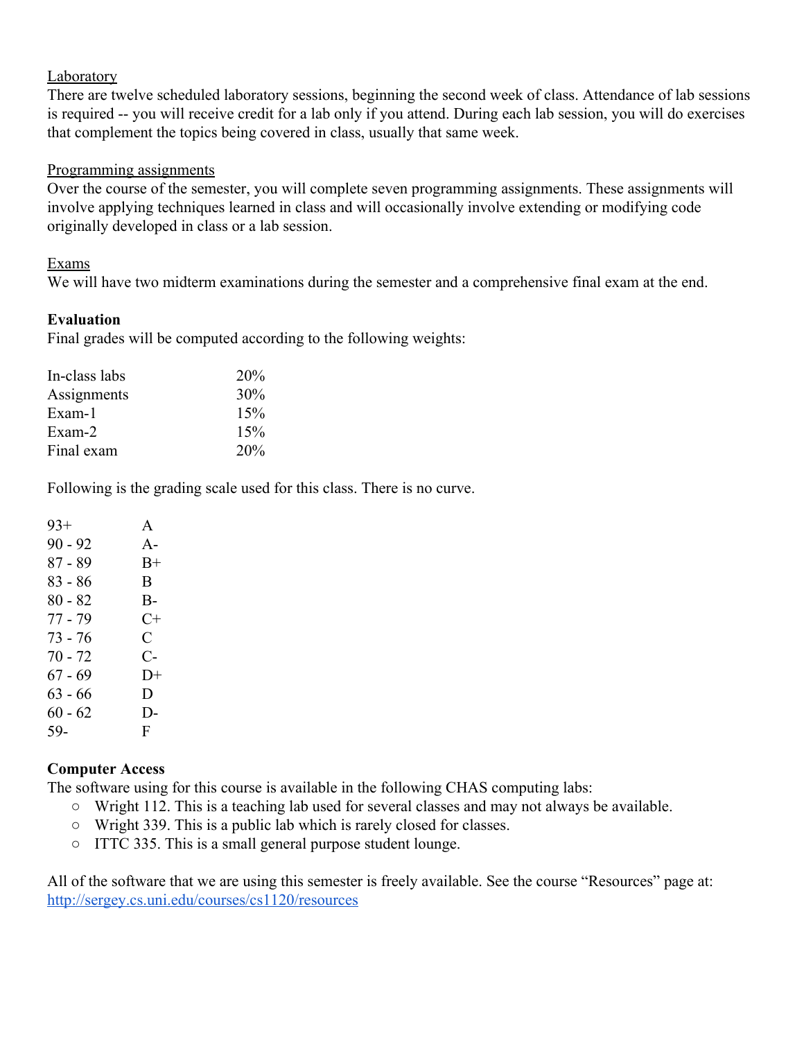<u>Laboratory</u>
There are twelve scheduled laboratory sessions, beginning the second week of class. Attendance of lab sessions is required -- you will receive credit for a lab only if you attend. During each lab session, you will do exercises that complement the topics being covered in class, usually that same week.

<u>Programming assignments</u>
Over the course of the semester, you will complete seven programming assignments. These assignments will involve applying techniques learned in class and will occasionally involve extending or modifying code originally developed in class or a lab session.

<u>Exams</u>
We will have two midterm examinations during the semester and a comprehensive final exam at the end.

**Evaluation**
Final grades will be computed according to the following weights:

| | |
|---|---|
| In-class labs | 20% |
| Assignments | 30% |
| Exam-1 | 15% |
| Exam-2 | 15% |
| Final exam | 20% |

Following is the grading scale used for this class. There is no curve.

| | |
|---|---|
| 93+ | A |
| 90 - 92 | A- |
| 87 - 89 | B+ |
| 83 - 86 | B |
| 80 - 82 | B- |
| 77 - 79 | C+ |
| 73 - 76 | C |
| 70 - 72 | C- |
| 67 - 69 | D+ |
| 63 - 66 | D |
| 60 - 62 | D- |
| 59- | F |

**Computer Access**
The software using for this course is available in the following CHAS computing labs:

- Wright 112. This is a teaching lab used for several classes and may not always be available.
- Wright 339. This is a public lab which is rarely closed for classes.
- ITTC 335. This is a small general purpose student lounge.

All of the software that we are using this semester is freely available. See the course "Resources" page at: http://sergey.cs.uni.edu/courses/cs1120/resources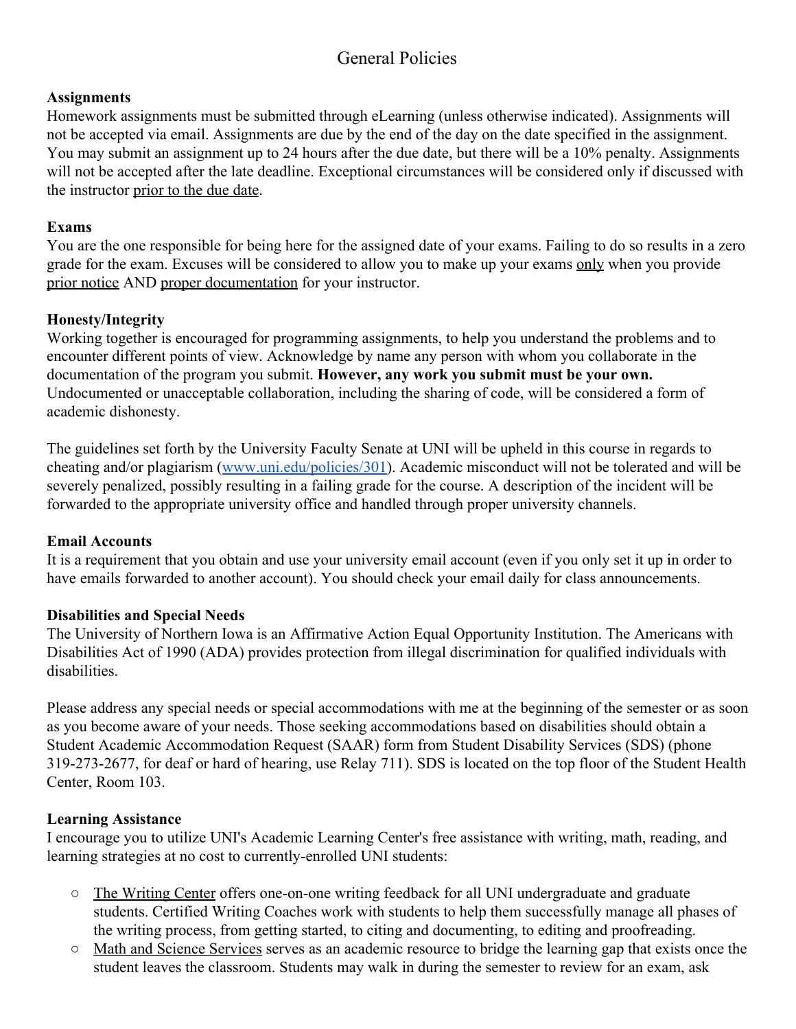# General Policies

**Assignments**
Homework assignments must be submitted through eLearning (unless otherwise indicated). Assignments will not be accepted via email. Assignments are due by the end of the day on the date specified in the assignment. You may submit an assignment up to 24 hours after the due date, but there will be a 10% penalty. Assignments will not be accepted after the late deadline. Exceptional circumstances will be considered only if discussed with the instructor prior to the due date.

**Exams**
You are the one responsible for being here for the assigned date of your exams. Failing to do so results in a zero grade for the exam. Excuses will be considered to allow you to make up your exams only when you provide prior notice AND proper documentation for your instructor.

**Honesty/Integrity**
Working together is encouraged for programming assignments, to help you understand the problems and to encounter different points of view. Acknowledge by name any person with whom you collaborate in the documentation of the program you submit. **However, any work you submit must be your own.** Undocumented or unacceptable collaboration, including the sharing of code, will be considered a form of academic dishonesty.

The guidelines set forth by the University Faculty Senate at UNI will be upheld in this course in regards to cheating and/or plagiarism ([www.uni.edu/policies/301](www.uni.edu/policies/301)). Academic misconduct will not be tolerated and will be severely penalized, possibly resulting in a failing grade for the course. A description of the incident will be forwarded to the appropriate university office and handled through proper university channels.

**Email Accounts**
It is a requirement that you obtain and use your university email account (even if you only set it up in order to have emails forwarded to another account). You should check your email daily for class announcements.

**Disabilities and Special Needs**
The University of Northern Iowa is an Affirmative Action Equal Opportunity Institution. The Americans with Disabilities Act of 1990 (ADA) provides protection from illegal discrimination for qualified individuals with disabilities.

Please address any special needs or special accommodations with me at the beginning of the semester or as soon as you become aware of your needs. Those seeking accommodations based on disabilities should obtain a Student Academic Accommodation Request (SAAR) form from Student Disability Services (SDS) (phone 319-273-2677, for deaf or hard of hearing, use Relay 711). SDS is located on the top floor of the Student Health Center, Room 103.

**Learning Assistance**
I encourage you to utilize UNI's Academic Learning Center's free assistance with writing, math, reading, and learning strategies at no cost to currently-enrolled UNI students:

- The Writing Center offers one-on-one writing feedback for all UNI undergraduate and graduate students. Certified Writing Coaches work with students to help them successfully manage all phases of the writing process, from getting started, to citing and documenting, to editing and proofreading.
- Math and Science Services serves as an academic resource to bridge the learning gap that exists once the student leaves the classroom. Students may walk in during the semester to review for an exam, ask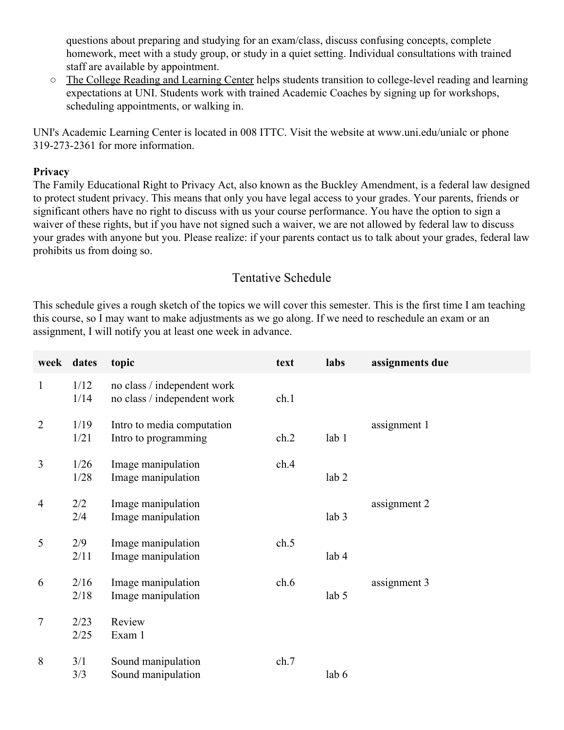questions about preparing and studying for an exam/class, discuss confusing concepts, complete homework, meet with a study group, or study in a quiet setting. Individual consultations with trained staff are available by appointment.

- The College Reading and Learning Center helps students transition to college-level reading and learning expectations at UNI. Students work with trained Academic Coaches by signing up for workshops, scheduling appointments, or walking in.

UNI's Academic Learning Center is located in 008 ITTC. Visit the website at www.uni.edu/unialc or phone 319-273-2361 for more information.

**Privacy**

The Family Educational Right to Privacy Act, also known as the Buckley Amendment, is a federal law designed to protect student privacy. This means that only you have legal access to your grades. Your parents, friends or significant others have no right to discuss with us your course performance. You have the option to sign a waiver of these rights, but if you have not signed such a waiver, we are not allowed by federal law to discuss your grades with anyone but you. Please realize: if your parents contact us to talk about your grades, federal law prohibits us from doing so.

## Tentative Schedule

This schedule gives a rough sketch of the topics we will cover this semester. This is the first time I am teaching this course, so I may want to make adjustments as we go along. If we need to reschedule an exam or an assignment, I will notify you at least one week in advance.

| week | dates | topic | text | labs | assignments due |
|---|---|---|---|---|---|
| 1 | 1/12 | no class / independent work | | | |
| | 1/14 | no class / independent work | ch.1 | | |
| 2 | 1/19 | Intro to media computation | | | assignment 1 |
| | 1/21 | Intro to programming | ch.2 | lab 1 | |
| 3 | 1/26 | Image manipulation | ch.4 | | |
| | 1/28 | Image manipulation | | lab 2 | |
| 4 | 2/2 | Image manipulation | | | assignment 2 |
| | 2/4 | Image manipulation | | lab 3 | |
| 5 | 2/9 | Image manipulation | ch.5 | | |
| | 2/11 | Image manipulation | | lab 4 | |
| 6 | 2/16 | Image manipulation | ch.6 | | assignment 3 |
| | 2/18 | Image manipulation | | lab 5 | |
| 7 | 2/23 | Review | | | |
| | 2/25 | Exam 1 | | | |
| 8 | 3/1 | Sound manipulation | ch.7 | | |
| | 3/3 | Sound manipulation | | lab 6 | |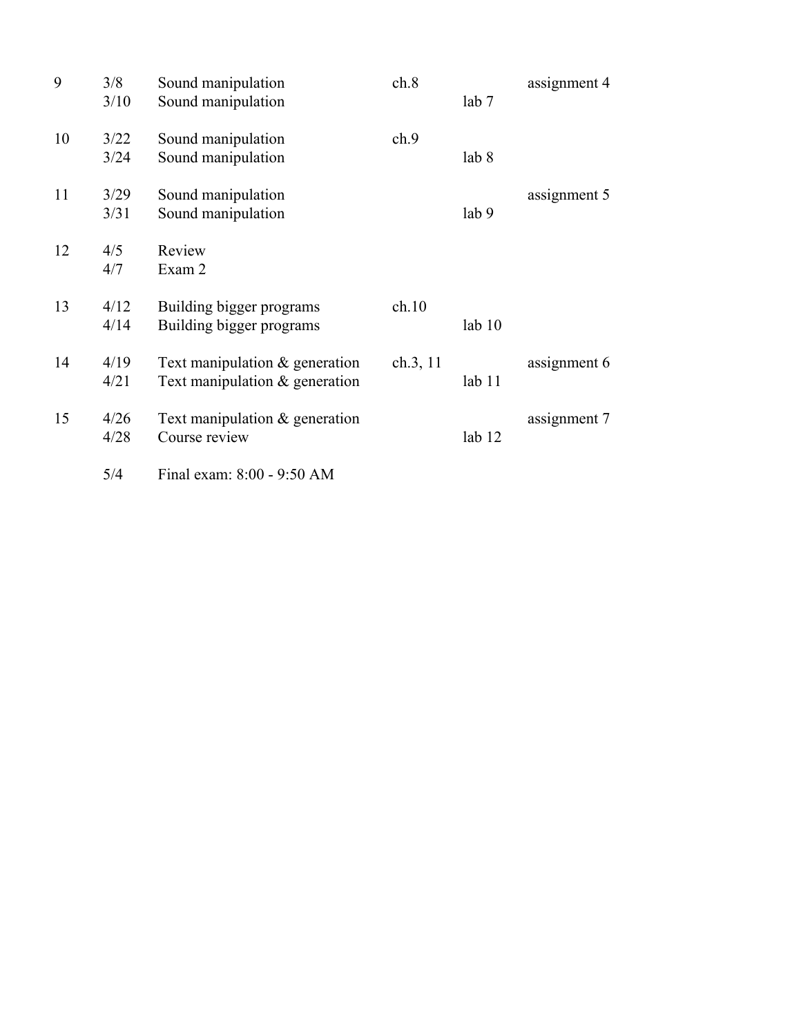| | | | | | |
|---|---|---|---|---|---|
| 9 | 3/8 | Sound manipulation | ch.8 | | assignment 4 |
| | 3/10 | Sound manipulation | | lab 7 | |
| 10 | 3/22 | Sound manipulation | ch.9 | | |
| | 3/24 | Sound manipulation | | lab 8 | |
| 11 | 3/29 | Sound manipulation | | | assignment 5 |
| | 3/31 | Sound manipulation | | lab 9 | |
| 12 | 4/5 | Review | | | |
| | 4/7 | Exam 2 | | | |
| 13 | 4/12 | Building bigger programs | ch.10 | | |
| | 4/14 | Building bigger programs | | lab 10 | |
| 14 | 4/19 | Text manipulation & generation | ch.3, 11 | | assignment 6 |
| | 4/21 | Text manipulation & generation | | lab 11 | |
| 15 | 4/26 | Text manipulation & generation | | | assignment 7 |
| | 4/28 | Course review | | lab 12 | |
| | 5/4 | Final exam: 8:00 - 9:50 AM | | | |